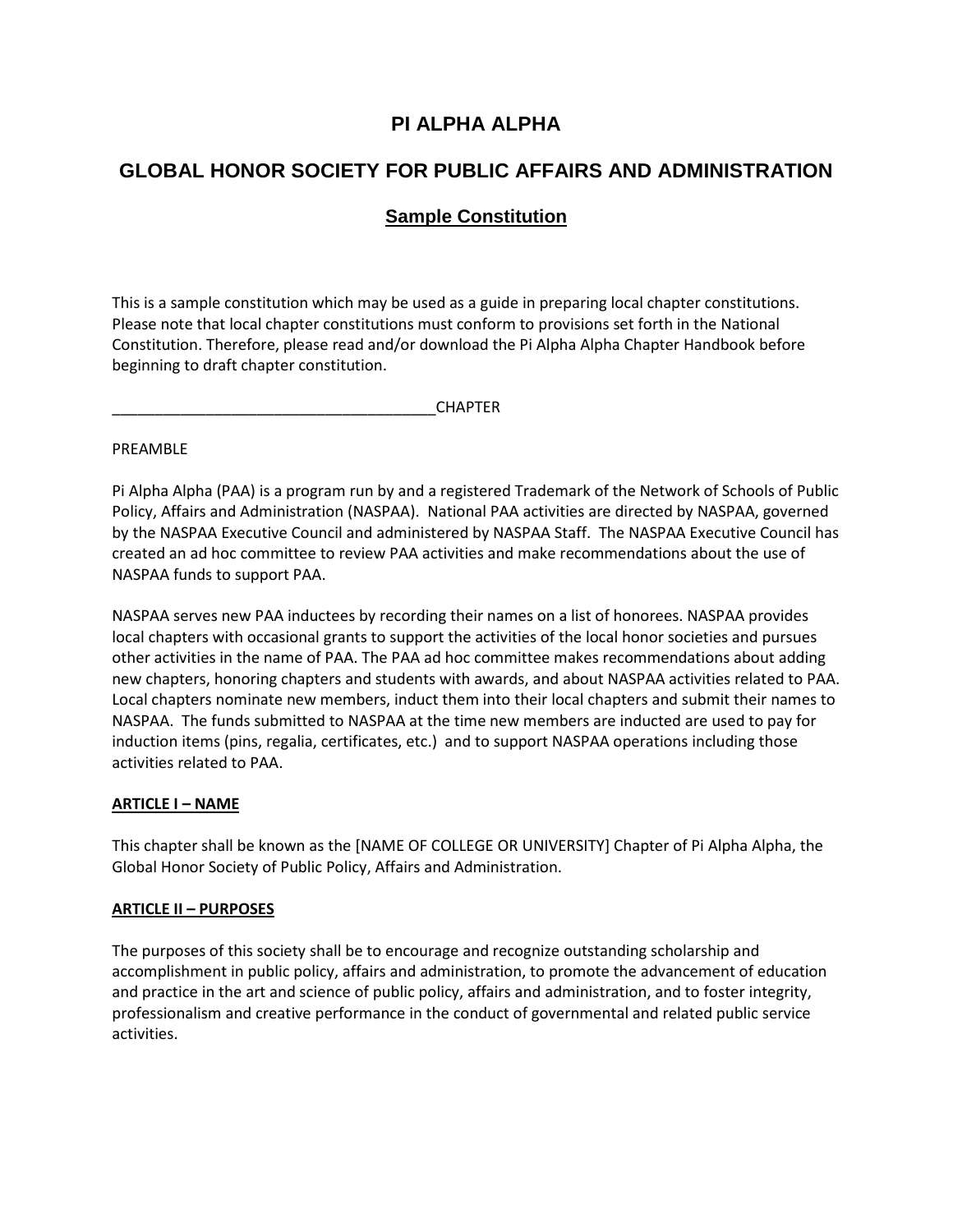# PI ALPHA ALPHA

## GLOBAL HONOR SOCIETY FOR PUBLIC AFFAIRS AND ADMINISTRATION

### Sample Constitution

This is a sample constitution which may be used as a guide in preparing local chapter constitutions. Please note that local chapter constitutions must conform to provisions set forth in the National Constitution. Therefore, please read and/or download the Pi Alpha Alpha Chapter Handbook before beginning to draft chapter constitution.

_______________________________________CHAPTER

PREAMBLE

Pi Alpha Alpha (PAA) is a program run by and a registered Trademark of the Network of Schools of Public Policy, Affairs and Administration (NASPAA). National PAA activities are directed by NASPAA, governed by the NASPAA Executive Council and administered by NASPAA Staff. The NASPAA Executive Council has created an ad hoc committee to review PAA activities and make recommendations about the use of NASPAA funds to support PAA.

NASPAA serves new PAA inductees by recording their names on a list of honorees. NASPAA provides local chapters with occasional grants to support the activities of the local honor societies and pursues other activities in the name of PAA. The PAA ad hoc committee makes recommendations about adding new chapters, honoring chapters and students with awards, and about NASPAA activities related to PAA. Local chapters nominate new members, induct them into their local chapters and submit their names to NASPAA. The funds submitted to NASPAA at the time new members are inducted are used to pay for induction items (pins, regalia, certificates, etc.) and to support NASPAA operations including those activities related to PAA.

**ARTICLE I – NAME**

This chapter shall be known as the [NAME OF COLLEGE OR UNIVERSITY] Chapter of Pi Alpha Alpha, the Global Honor Society of Public Policy, Affairs and Administration.

**ARTICLE II – PURPOSES**

The purposes of this society shall be to encourage and recognize outstanding scholarship and accomplishment in public policy, affairs and administration, to promote the advancement of education and practice in the art and science of public policy, affairs and administration, and to foster integrity, professionalism and creative performance in the conduct of governmental and related public service activities.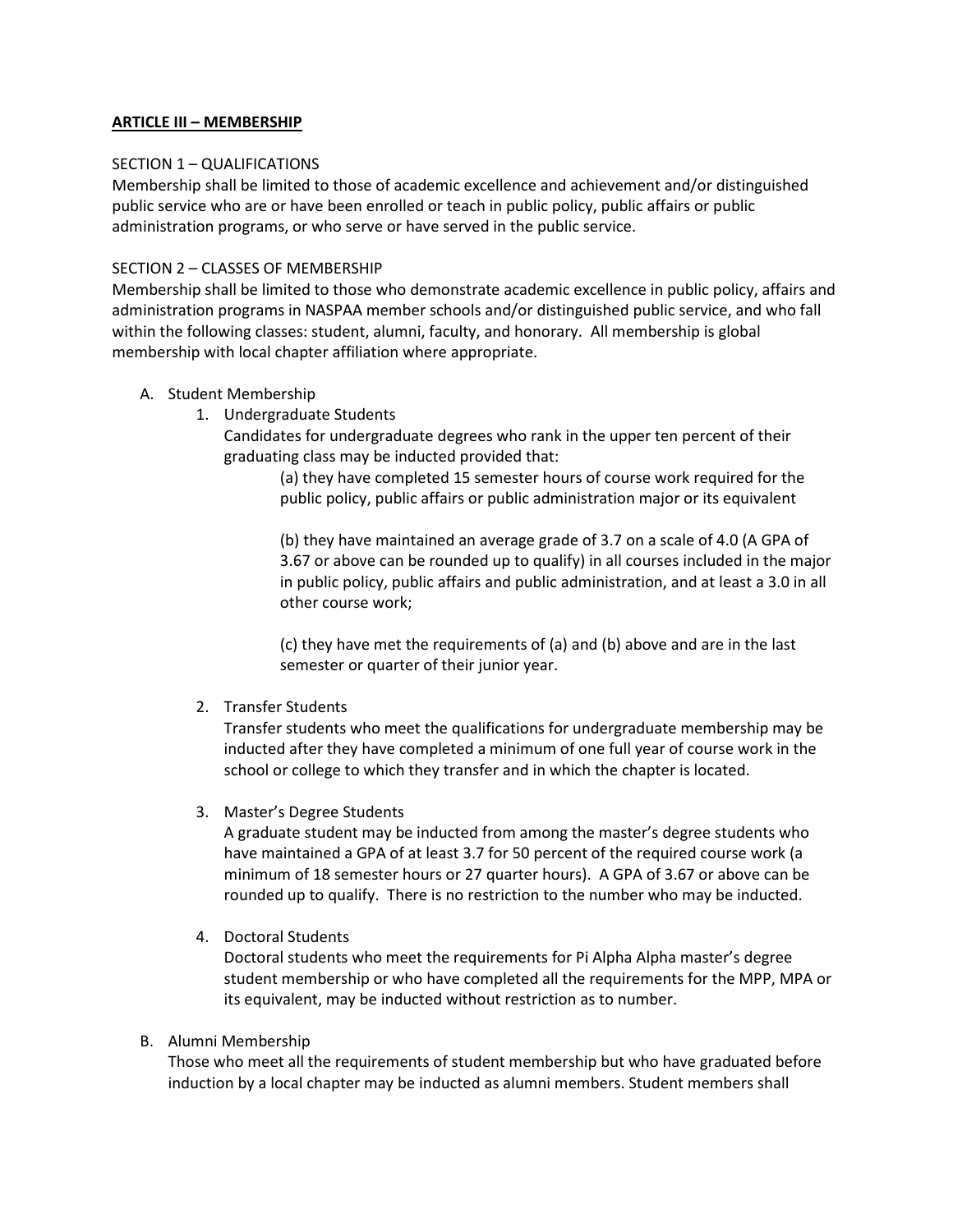## ARTICLE III – MEMBERSHIP

SECTION 1 – QUALIFICATIONS

Membership shall be limited to those of academic excellence and achievement and/or distinguished public service who are or have been enrolled or teach in public policy, public affairs or public administration programs, or who serve or have served in the public service.

SECTION 2 – CLASSES OF MEMBERSHIP

Membership shall be limited to those who demonstrate academic excellence in public policy, affairs and administration programs in NASPAA member schools and/or distinguished public service, and who fall within the following classes: student, alumni, faculty, and honorary. All membership is global membership with local chapter affiliation where appropriate.

A. Student Membership

1. Undergraduate Students

   Candidates for undergraduate degrees who rank in the upper ten percent of their graduating class may be inducted provided that:

   (a) they have completed 15 semester hours of course work required for the public policy, public affairs or public administration major or its equivalent

   (b) they have maintained an average grade of 3.7 on a scale of 4.0 (A GPA of 3.67 or above can be rounded up to qualify) in all courses included in the major in public policy, public affairs and public administration, and at least a 3.0 in all other course work;

   (c) they have met the requirements of (a) and (b) above and are in the last semester or quarter of their junior year.

2. Transfer Students

   Transfer students who meet the qualifications for undergraduate membership may be inducted after they have completed a minimum of one full year of course work in the school or college to which they transfer and in which the chapter is located.

3. Master's Degree Students

   A graduate student may be inducted from among the master's degree students who have maintained a GPA of at least 3.7 for 50 percent of the required course work (a minimum of 18 semester hours or 27 quarter hours). A GPA of 3.67 or above can be rounded up to qualify. There is no restriction to the number who may be inducted.

4. Doctoral Students

   Doctoral students who meet the requirements for Pi Alpha Alpha master's degree student membership or who have completed all the requirements for the MPP, MPA or its equivalent, may be inducted without restriction as to number.

B. Alumni Membership

Those who meet all the requirements of student membership but who have graduated before induction by a local chapter may be inducted as alumni members. Student members shall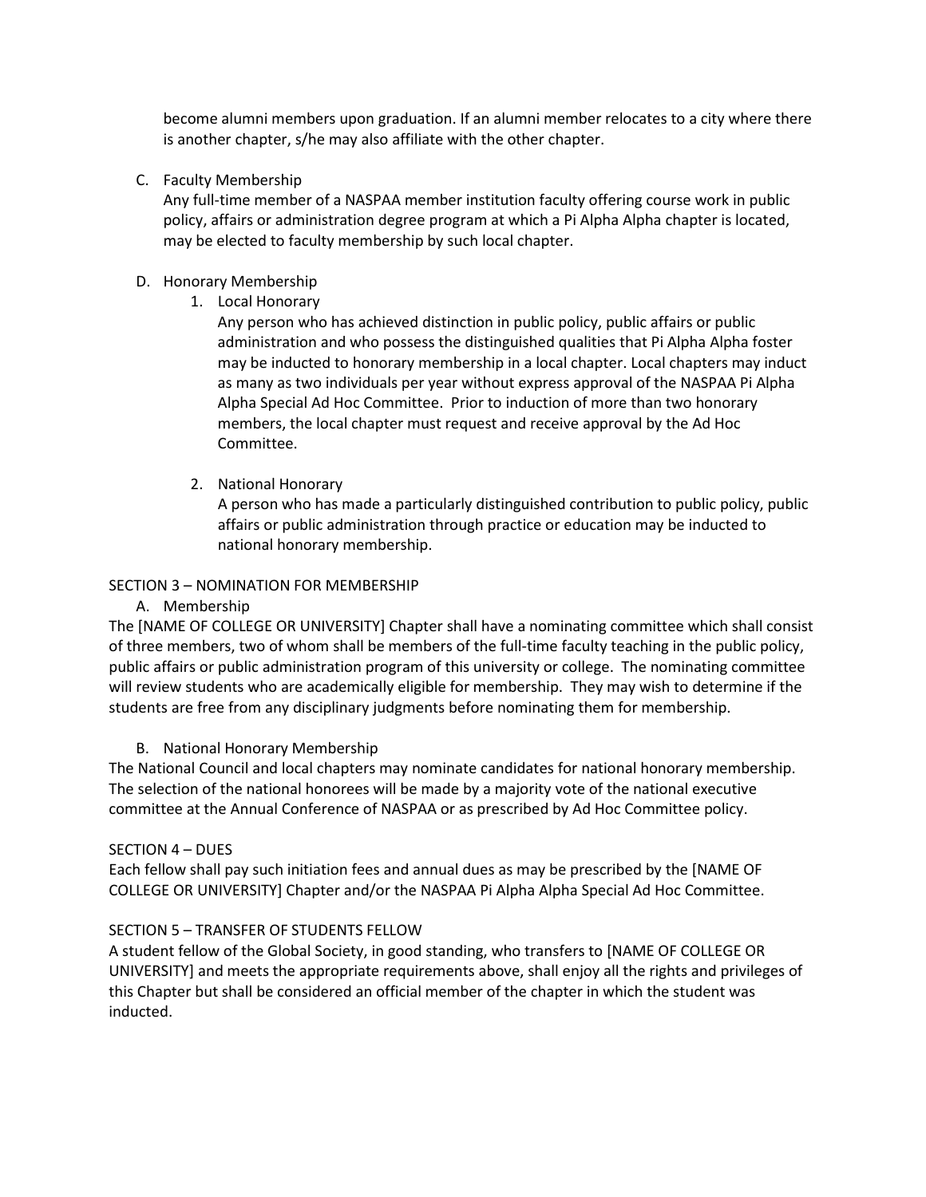become alumni members upon graduation. If an alumni member relocates to a city where there is another chapter, s/he may also affiliate with the other chapter.

C. Faculty Membership

Any full-time member of a NASPAA member institution faculty offering course work in public policy, affairs or administration degree program at which a Pi Alpha Alpha chapter is located, may be elected to faculty membership by such local chapter.

D. Honorary Membership

1. Local Honorary

   Any person who has achieved distinction in public policy, public affairs or public administration and who possess the distinguished qualities that Pi Alpha Alpha foster may be inducted to honorary membership in a local chapter. Local chapters may induct as many as two individuals per year without express approval of the NASPAA Pi Alpha Alpha Special Ad Hoc Committee. Prior to induction of more than two honorary members, the local chapter must request and receive approval by the Ad Hoc Committee.

2. National Honorary

   A person who has made a particularly distinguished contribution to public policy, public affairs or public administration through practice or education may be inducted to national honorary membership.

SECTION 3 – NOMINATION FOR MEMBERSHIP

A. Membership

The [NAME OF COLLEGE OR UNIVERSITY] Chapter shall have a nominating committee which shall consist of three members, two of whom shall be members of the full-time faculty teaching in the public policy, public affairs or public administration program of this university or college. The nominating committee will review students who are academically eligible for membership. They may wish to determine if the students are free from any disciplinary judgments before nominating them for membership.

B. National Honorary Membership

The National Council and local chapters may nominate candidates for national honorary membership. The selection of the national honorees will be made by a majority vote of the national executive committee at the Annual Conference of NASPAA or as prescribed by Ad Hoc Committee policy.

SECTION 4 – DUES

Each fellow shall pay such initiation fees and annual dues as may be prescribed by the [NAME OF COLLEGE OR UNIVERSITY] Chapter and/or the NASPAA Pi Alpha Alpha Special Ad Hoc Committee.

SECTION 5 – TRANSFER OF STUDENTS FELLOW

A student fellow of the Global Society, in good standing, who transfers to [NAME OF COLLEGE OR UNIVERSITY] and meets the appropriate requirements above, shall enjoy all the rights and privileges of this Chapter but shall be considered an official member of the chapter in which the student was inducted.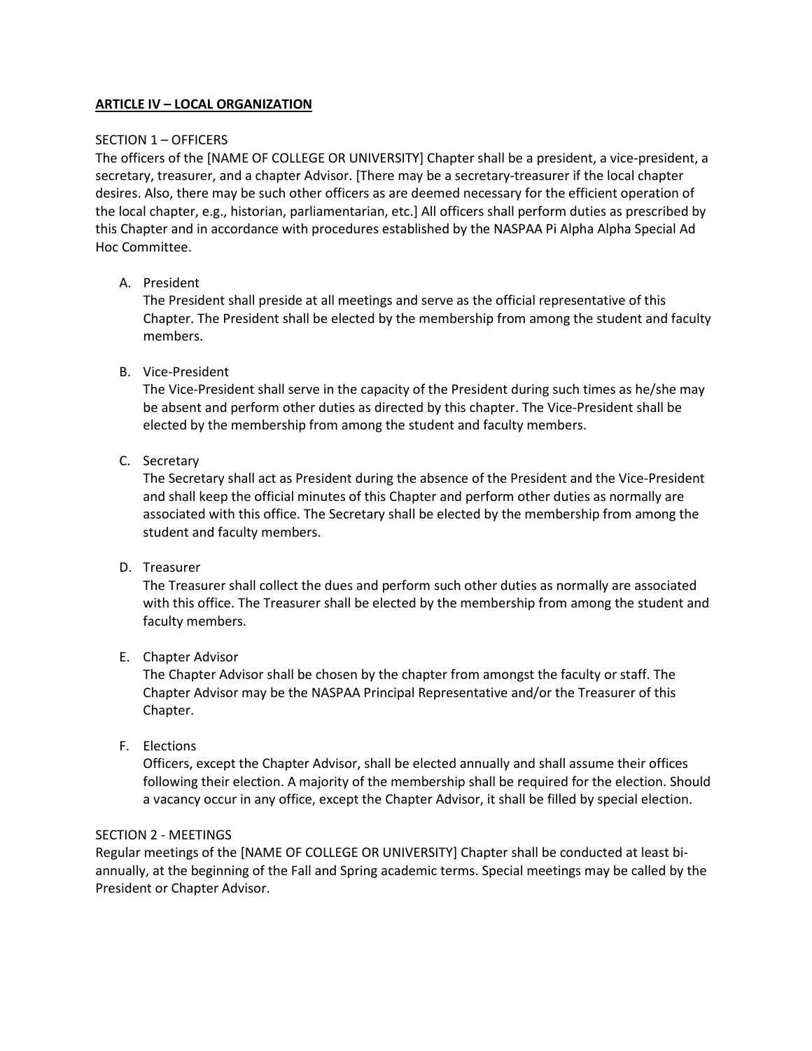**ARTICLE IV – LOCAL ORGANIZATION**

SECTION 1 – OFFICERS

The officers of the [NAME OF COLLEGE OR UNIVERSITY] Chapter shall be a president, a vice-president, a secretary, treasurer, and a chapter Advisor. [There may be a secretary-treasurer if the local chapter desires. Also, there may be such other officers as are deemed necessary for the efficient operation of the local chapter, e.g., historian, parliamentarian, etc.] All officers shall perform duties as prescribed by this Chapter and in accordance with procedures established by the NASPAA Pi Alpha Alpha Special Ad Hoc Committee.

A. President

   The President shall preside at all meetings and serve as the official representative of this Chapter. The President shall be elected by the membership from among the student and faculty members.

B. Vice-President

   The Vice-President shall serve in the capacity of the President during such times as he/she may be absent and perform other duties as directed by this chapter. The Vice-President shall be elected by the membership from among the student and faculty members.

C. Secretary

   The Secretary shall act as President during the absence of the President and the Vice-President and shall keep the official minutes of this Chapter and perform other duties as normally are associated with this office. The Secretary shall be elected by the membership from among the student and faculty members.

D. Treasurer

   The Treasurer shall collect the dues and perform such other duties as normally are associated with this office. The Treasurer shall be elected by the membership from among the student and faculty members.

E. Chapter Advisor

   The Chapter Advisor shall be chosen by the chapter from amongst the faculty or staff. The Chapter Advisor may be the NASPAA Principal Representative and/or the Treasurer of this Chapter.

F. Elections

   Officers, except the Chapter Advisor, shall be elected annually and shall assume their offices following their election. A majority of the membership shall be required for the election. Should a vacancy occur in any office, except the Chapter Advisor, it shall be filled by special election.

SECTION 2 - MEETINGS

Regular meetings of the [NAME OF COLLEGE OR UNIVERSITY] Chapter shall be conducted at least bi-annually, at the beginning of the Fall and Spring academic terms. Special meetings may be called by the President or Chapter Advisor.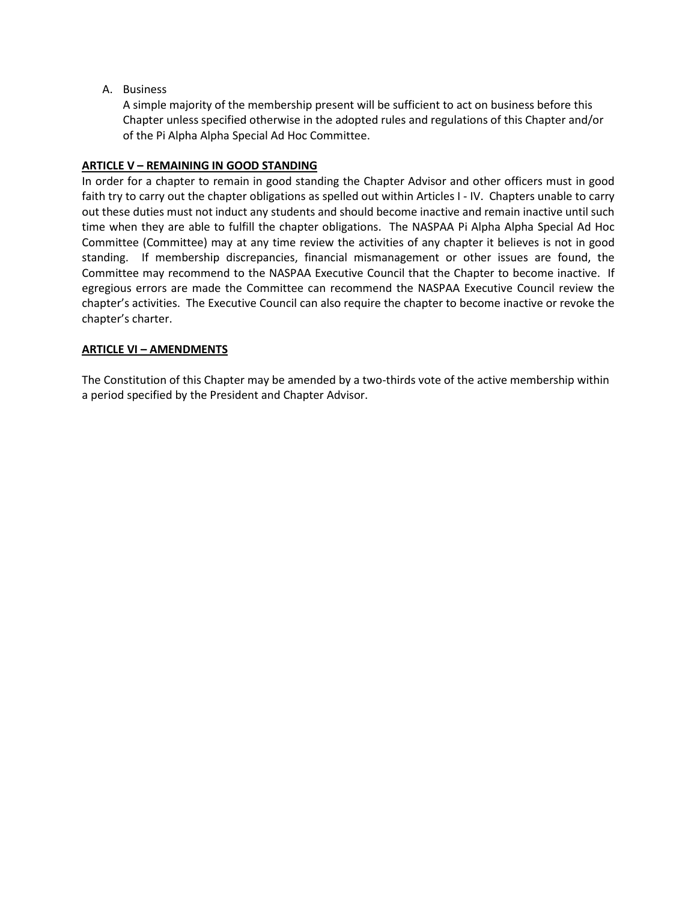A. Business

   A simple majority of the membership present will be sufficient to act on business before this Chapter unless specified otherwise in the adopted rules and regulations of this Chapter and/or of the Pi Alpha Alpha Special Ad Hoc Committee.

## ARTICLE V – REMAINING IN GOOD STANDING

In order for a chapter to remain in good standing the Chapter Advisor and other officers must in good faith try to carry out the chapter obligations as spelled out within Articles I - IV. Chapters unable to carry out these duties must not induct any students and should become inactive and remain inactive until such time when they are able to fulfill the chapter obligations. The NASPAA Pi Alpha Alpha Special Ad Hoc Committee (Committee) may at any time review the activities of any chapter it believes is not in good standing. If membership discrepancies, financial mismanagement or other issues are found, the Committee may recommend to the NASPAA Executive Council that the Chapter to become inactive. If egregious errors are made the Committee can recommend the NASPAA Executive Council review the chapter's activities. The Executive Council can also require the chapter to become inactive or revoke the chapter's charter.

## ARTICLE VI – AMENDMENTS

The Constitution of this Chapter may be amended by a two-thirds vote of the active membership within a period specified by the President and Chapter Advisor.